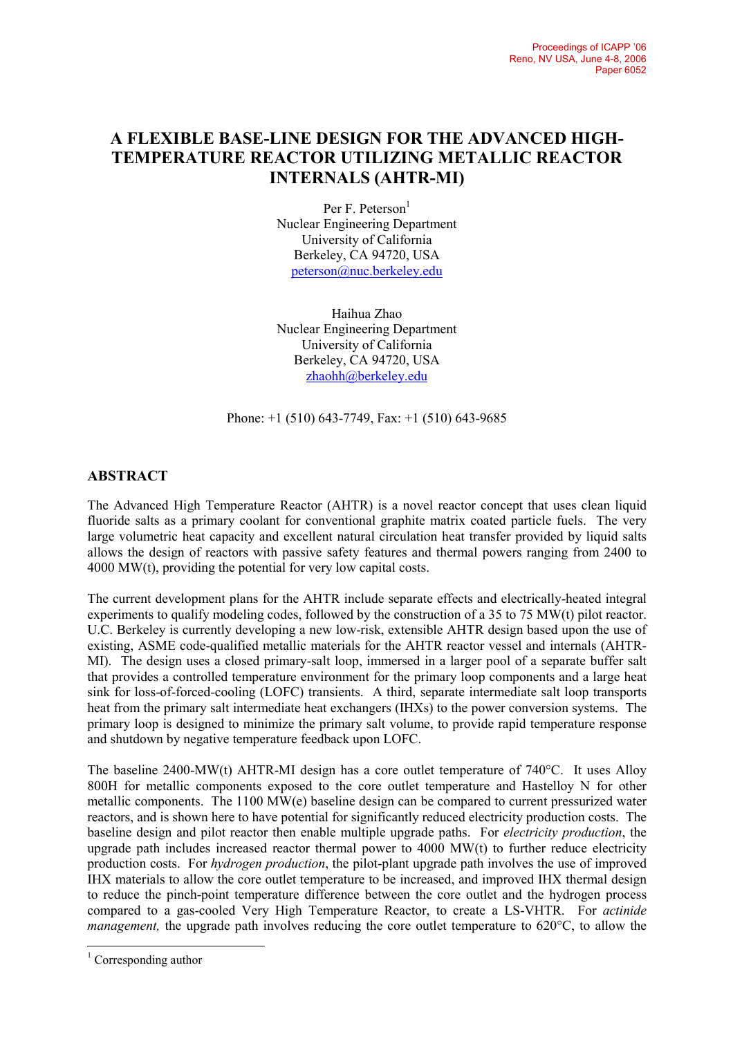# A FLEXIBLE BASE-LINE DESIGN FOR THE ADVANCED HIGH-TEMPERATURE REACTOR UTILIZING METALLIC REACTOR INTERNALS (AHTR-MI)

Per F. Peterson[1]
Nuclear Engineering Department
University of California
Berkeley, CA 94720, USA
peterson@nuc.berkeley.edu

Haihua Zhao
Nuclear Engineering Department
University of California
Berkeley, CA 94720, USA
zhaohh@berkeley.edu

Phone: +1 (510) 643-7749, Fax: +1 (510) 643-9685

## ABSTRACT

The Advanced High Temperature Reactor (AHTR) is a novel reactor concept that uses clean liquid fluoride salts as a primary coolant for conventional graphite matrix coated particle fuels. The very large volumetric heat capacity and excellent natural circulation heat transfer provided by liquid salts allows the design of reactors with passive safety features and thermal powers ranging from 2400 to 4000 MW(t), providing the potential for very low capital costs.

The current development plans for the AHTR include separate effects and electrically-heated integral experiments to qualify modeling codes, followed by the construction of a 35 to 75 MW(t) pilot reactor. U.C. Berkeley is currently developing a new low-risk, extensible AHTR design based upon the use of existing, ASME code-qualified metallic materials for the AHTR reactor vessel and internals (AHTR-MI). The design uses a closed primary-salt loop, immersed in a larger pool of a separate buffer salt that provides a controlled temperature environment for the primary loop components and a large heat sink for loss-of-forced-cooling (LOFC) transients. A third, separate intermediate salt loop transports heat from the primary salt intermediate heat exchangers (IHXs) to the power conversion systems. The primary loop is designed to minimize the primary salt volume, to provide rapid temperature response and shutdown by negative temperature feedback upon LOFC.

The baseline 2400-MW(t) AHTR-MI design has a core outlet temperature of 740°C. It uses Alloy 800H for metallic components exposed to the core outlet temperature and Hastelloy N for other metallic components. The 1100 MW(e) baseline design can be compared to current pressurized water reactors, and is shown here to have potential for significantly reduced electricity production costs. The baseline design and pilot reactor then enable multiple upgrade paths. For *electricity production*, the upgrade path includes increased reactor thermal power to 4000 MW(t) to further reduce electricity production costs. For *hydrogen production*, the pilot-plant upgrade path involves the use of improved IHX materials to allow the core outlet temperature to be increased, and improved IHX thermal design to reduce the pinch-point temperature difference between the core outlet and the hydrogen process compared to a gas-cooled Very High Temperature Reactor, to create a LS-VHTR. For *actinide management,* the upgrade path involves reducing the core outlet temperature to 620°C, to allow the

[1] Corresponding author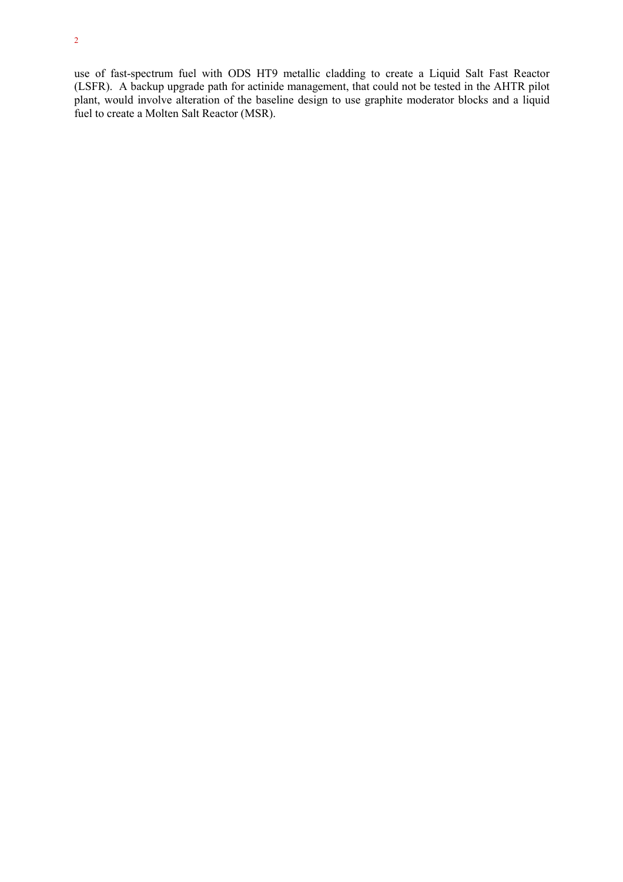use of fast-spectrum fuel with ODS HT9 metallic cladding to create a Liquid Salt Fast Reactor (LSFR). A backup upgrade path for actinide management, that could not be tested in the AHTR pilot plant, would involve alteration of the baseline design to use graphite moderator blocks and a liquid fuel to create a Molten Salt Reactor (MSR).